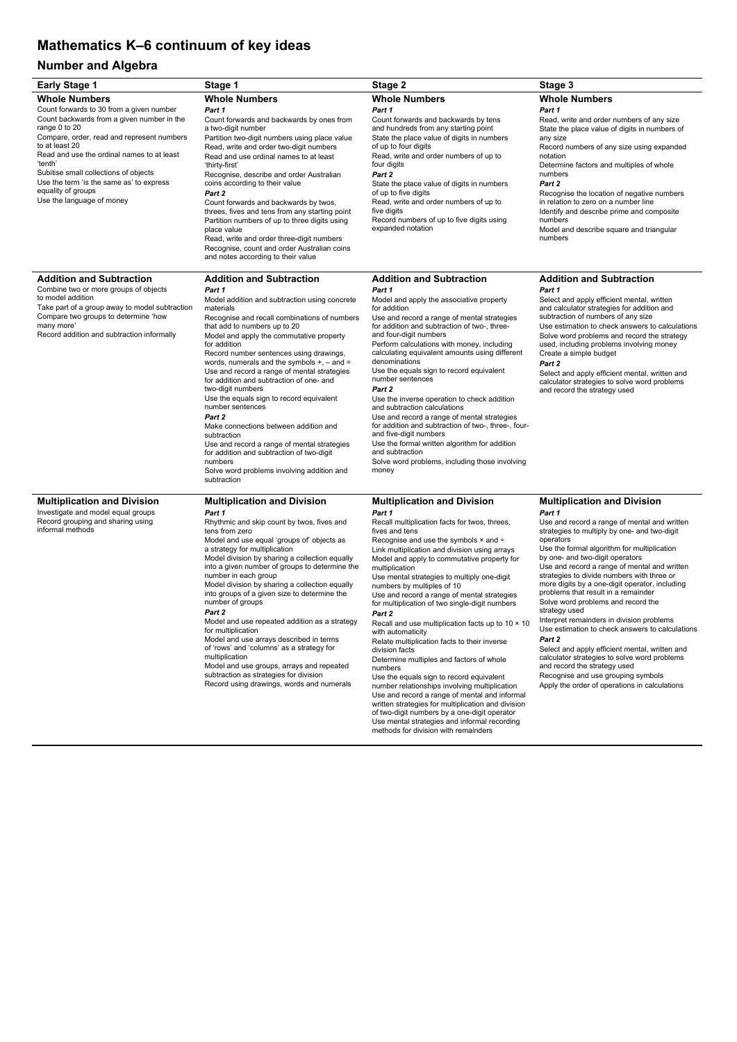# Mathematics K–6 continuum of key ideas

## Number and Algebra

| Early Stage 1 | Stage 1 | Stage 2 | Stage 3 |
|---|---|---|---|
| **Whole Numbers**<br>Count forwards to 30 from a given number<br>Count backwards from a given number in the range 0 to 20<br>Compare, order, read and represent numbers to at least 20<br>Read and use the ordinal names to at least 'tenth'<br>Subitise small collections of objects<br>Use the term 'is the same as' to express equality of groups<br>Use the language of money | **Whole Numbers**<br>***Part 1***<br>Count forwards and backwards by ones from a two-digit number<br>Partition two-digit numbers using place value<br>Read, write and order two-digit numbers<br>Read and use ordinal names to at least 'thirty-first'<br>Recognise, describe and order Australian coins according to their value<br>***Part 2***<br>Count forwards and backwards by twos, threes, fives and tens from any starting point<br>Partition numbers of up to three digits using place value<br>Read, write and order three-digit numbers<br>Recognise, count and order Australian coins and notes according to their value | **Whole Numbers**<br>***Part 1***<br>Count forwards and backwards by tens and hundreds from any starting point<br>State the place value of digits in numbers of up to four digits<br>Read, write and order numbers of up to four digits<br>***Part 2***<br>State the place value of digits in numbers of up to five digits<br>Read, write and order numbers of up to five digits<br>Record numbers of up to five digits using expanded notation | **Whole Numbers**<br>***Part 1***<br>Read, write and order numbers of any size<br>State the place value of digits in numbers of any size<br>Record numbers of any size using expanded notation<br>Determine factors and multiples of whole numbers<br>***Part 2***<br>Recognise the location of negative numbers in relation to zero on a number line<br>Identify and describe prime and composite numbers<br>Model and describe square and triangular numbers |
| **Addition and Subtraction**<br>Combine two or more groups of objects to model addition<br>Take part of a group away to model subtraction<br>Compare two groups to determine 'how many more'<br>Record addition and subtraction informally | **Addition and Subtraction**<br>***Part 1***<br>Model addition and subtraction using concrete materials<br>Recognise and recall combinations of numbers that add to numbers up to 20<br>Model and apply the commutative property for addition<br>Record number sentences using drawings, words, numerals and the symbols +, – and =<br>Use and record a range of mental strategies for addition and subtraction of one- and two-digit numbers<br>Use the equals sign to record equivalent number sentences<br>***Part 2***<br>Make connections between addition and subtraction<br>Use and record a range of mental strategies for addition and subtraction of two-digit numbers<br>Solve word problems involving addition and subtraction | **Addition and Subtraction**<br>***Part 1***<br>Model and apply the associative property for addition<br>Use and record a range of mental strategies for addition and subtraction of two-, three- and four-digit numbers<br>Perform calculations with money, including calculating equivalent amounts using different denominations<br>Use the equals sign to record equivalent number sentences<br>***Part 2***<br>Use the inverse operation to check addition and subtraction calculations<br>Use and record a range of mental strategies for addition and subtraction of two-, three-, four- and five-digit numbers<br>Use the formal written algorithm for addition and subtraction<br>Solve word problems, including those involving money | **Addition and Subtraction**<br>***Part 1***<br>Select and apply efficient mental, written and calculator strategies for addition and subtraction of numbers of any size<br>Use estimation to check answers to calculations<br>Solve word problems and record the strategy used, including problems involving money<br>Create a simple budget<br>***Part 2***<br>Select and apply efficient mental, written and calculator strategies to solve word problems and record the strategy used |
| **Multiplication and Division**<br>Investigate and model equal groups<br>Record grouping and sharing using informal methods | **Multiplication and Division**<br>***Part 1***<br>Rhythmic and skip count by twos, fives and tens from zero<br>Model and use equal 'groups of' objects as a strategy for multiplication<br>Model division by sharing a collection equally into a given number of groups to determine the number in each group<br>Model division by sharing a collection equally into groups of a given size to determine the number of groups<br>***Part 2***<br>Model and use repeated addition as a strategy for multiplication<br>Model and use arrays described in terms of 'rows' and 'columns' as a strategy for multiplication<br>Model and use groups, arrays and repeated subtraction as strategies for division<br>Record using drawings, words and numerals | **Multiplication and Division**<br>***Part 1***<br>Recall multiplication facts for twos, threes, fives and tens<br>Recognise and use the symbols × and ÷<br>Link multiplication and division using arrays<br>Model and apply to commutative property for multiplication<br>Use mental strategies to multiply one-digit numbers by multiples of 10<br>Use and record a range of mental strategies for multiplication of two single-digit numbers<br>***Part 2***<br>Recall and use multiplication facts up to 10 × 10 with automaticity<br>Relate multiplication facts to their inverse division facts<br>Determine multiples and factors of whole numbers<br>Use the equals sign to record equivalent number relationships involving multiplication<br>Use and record a range of mental and informal written strategies for multiplication and division of two-digit numbers by a one-digit operator<br>Use mental strategies and informal recording methods for division with remainders | **Multiplication and Division**<br>***Part 1***<br>Use and record a range of mental and written strategies to multiply by one- and two-digit operators<br>Use the formal algorithm for multiplication by one- and two-digit operators<br>Use and record a range of mental and written strategies to divide numbers with three or more digits by a one-digit operator, including problems that result in a remainder<br>Solve word problems and record the strategy used<br>Interpret remainders in division problems<br>Use estimation to check answers to calculations<br>***Part 2***<br>Select and apply efficient mental, written and calculator strategies to solve word problems and record the strategy used<br>Recognise and use grouping symbols<br>Apply the order of operations in calculations |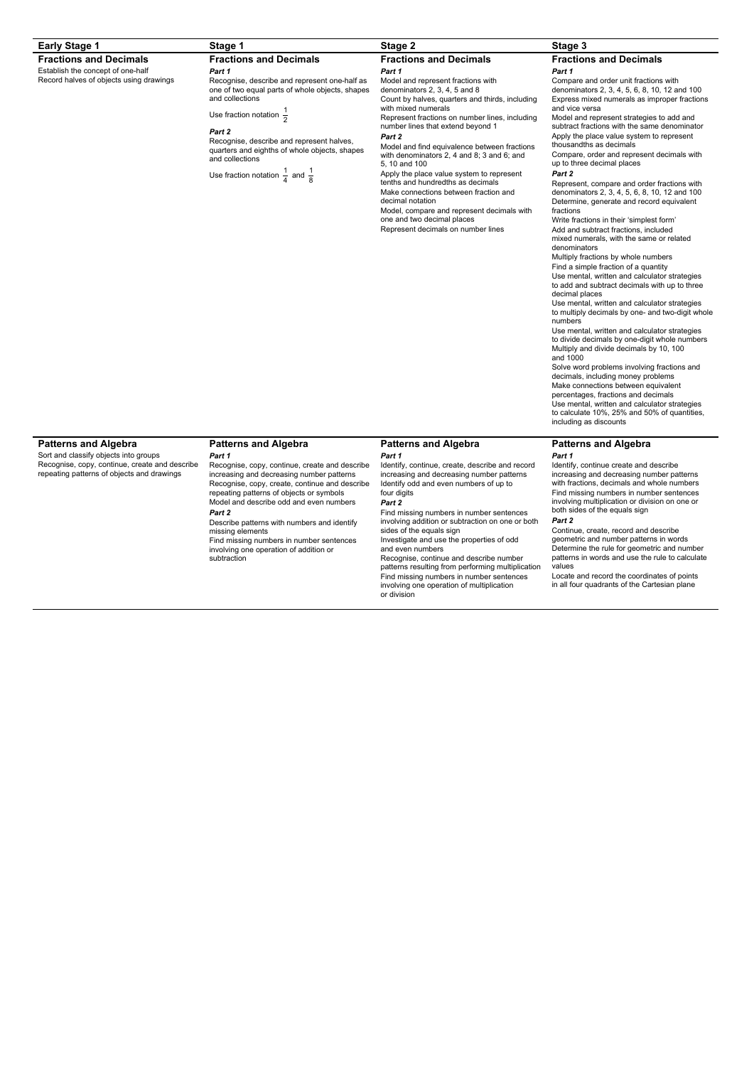| Early Stage 1 | Stage 1 | Stage 2 | Stage 3 |
|---|---|---|---|
| **Fractions and Decimals**<br>Establish the concept of one-half<br>Record halves of objects using drawings | **Fractions and Decimals**<br>***Part 1***<br>Recognise, describe and represent one-half as one of two equal parts of whole objects, shapes and collections<br>Use fraction notation $\frac{1}{2}$<br>***Part 2***<br>Recognise, describe and represent halves, quarters and eighths of whole objects, shapes and collections<br>Use fraction notation $\frac{1}{4}$ and $\frac{1}{8}$ | **Fractions and Decimals**<br>***Part 1***<br>Model and represent fractions with denominators 2, 3, 4, 5 and 8<br>Count by halves, quarters and thirds, including with mixed numerals<br>Represent fractions on number lines, including number lines that extend beyond 1<br>***Part 2***<br>Model and find equivalence between fractions with denominators 2, 4 and 8; 3 and 6; and 5, 10 and 100<br>Apply the place value system to represent tenths and hundredths as decimals<br>Make connections between fraction and decimal notation<br>Model, compare and represent decimals with one and two decimal places<br>Represent decimals on number lines | **Fractions and Decimals**<br>***Part 1***<br>Compare and order unit fractions with denominators 2, 3, 4, 5, 6, 8, 10, 12 and 100<br>Express mixed numerals as improper fractions and vice versa<br>Model and represent strategies to add and subtract fractions with the same denominator<br>Apply the place value system to represent thousandths as decimals<br>Compare, order and represent decimals with up to three decimal places<br>***Part 2***<br>Represent, compare and order fractions with denominators 2, 3, 4, 5, 6, 8, 10, 12 and 100<br>Determine, generate and record equivalent fractions<br>Write fractions in their 'simplest form'<br>Add and subtract fractions, included mixed numerals, with the same or related denominators<br>Multiply fractions by whole numbers<br>Find a simple fraction of a quantity<br>Use mental, written and calculator strategies to add and subtract decimals with up to three decimal places<br>Use mental, written and calculator strategies to multiply decimals by one- and two-digit whole numbers<br>Use mental, written and calculator strategies to divide decimals by one-digit whole numbers<br>Multiply and divide decimals by 10, 100 and 1000<br>Solve word problems involving fractions and decimals, including money problems<br>Make connections between equivalent percentages, fractions and decimals<br>Use mental, written and calculator strategies to calculate 10%, 25% and 50% of quantities, including as discounts |
| **Patterns and Algebra**<br>Sort and classify objects into groups<br>Recognise, copy, continue, create and describe repeating patterns of objects and drawings | **Patterns and Algebra**<br>***Part 1***<br>Recognise, copy, continue, create and describe increasing and decreasing number patterns<br>Recognise, copy, create, continue and describe repeating patterns of objects or symbols<br>Model and describe odd and even numbers<br>***Part 2***<br>Describe patterns with numbers and identify missing elements<br>Find missing numbers in number sentences involving one operation of addition or subtraction | **Patterns and Algebra**<br>***Part 1***<br>Identify, continue, create, describe and record increasing and decreasing number patterns<br>Identify odd and even numbers of up to four digits<br>***Part 2***<br>Find missing numbers in number sentences involving addition or subtraction on one or both sides of the equals sign<br>Investigate and use the properties of odd and even numbers<br>Recognise, continue and describe number patterns resulting from performing multiplication<br>Find missing numbers in number sentences involving one operation of multiplication or division | **Patterns and Algebra**<br>***Part 1***<br>Identify, continue create and describe increasing and decreasing number patterns with fractions, decimals and whole numbers<br>Find missing numbers in number sentences involving multiplication or division on one or both sides of the equals sign<br>***Part 2***<br>Continue, create, record and describe geometric and number patterns in words<br>Determine the rule for geometric and number patterns in words and use the rule to calculate values<br>Locate and record the coordinates of points in all four quadrants of the Cartesian plane |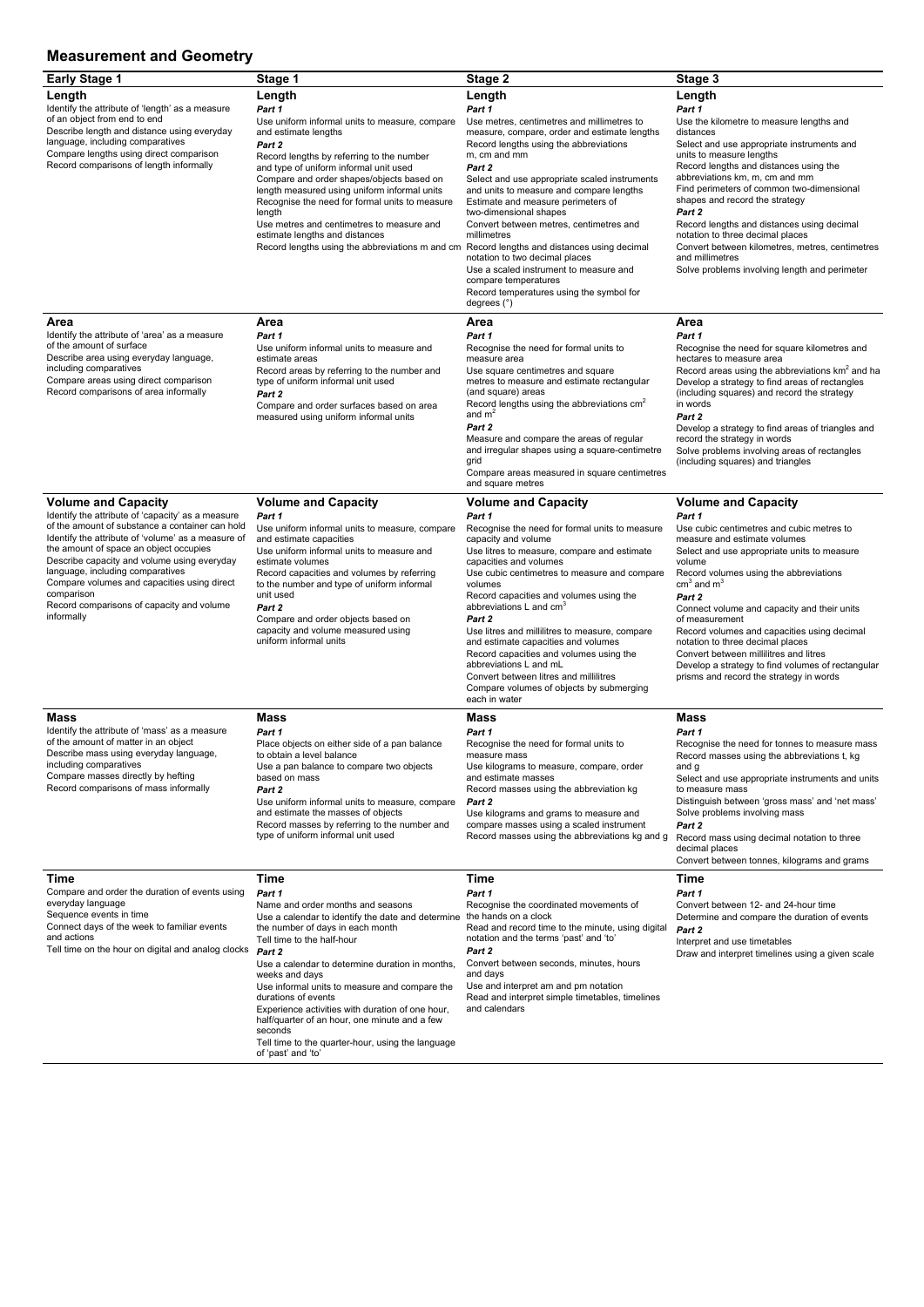## Measurement and Geometry

| Early Stage 1 | Stage 1 | Stage 2 | Stage 3 |
|---|---|---|---|
| **Length**<br>Identify the attribute of 'length' as a measure of an object from end to end<br>Describe length and distance using everyday language, including comparatives<br>Compare lengths using direct comparison<br>Record comparisons of length informally | **Length**<br>***Part 1***<br>Use uniform informal units to measure, compare and estimate lengths<br>***Part 2***<br>Record lengths by referring to the number and type of uniform informal unit used<br>Compare and order shapes/objects based on length measured using uniform informal units<br>Recognise the need for formal units to measure length<br>Use metres and centimetres to measure and estimate lengths and distances<br>Record lengths using the abbreviations m and cm | **Length**<br>***Part 1***<br>Use metres, centimetres and millimetres to measure, compare, order and estimate lengths<br>Record lengths using the abbreviations m, cm and mm<br>***Part 2***<br>Select and use appropriate scaled instruments and units to measure and compare lengths<br>Estimate and measure perimeters of two-dimensional shapes<br>Convert between metres, centimetres and millimetres<br>Record lengths and distances using decimal notation to two decimal places<br>Use a scaled instrument to measure and compare temperatures<br>Record temperatures using the symbol for degrees (°) | **Length**<br>***Part 1***<br>Use the kilometre to measure lengths and distances<br>Select and use appropriate instruments and units to measure lengths<br>Record lengths and distances using the abbreviations km, m, cm and mm<br>Find perimeters of common two-dimensional shapes and record the strategy<br>***Part 2***<br>Record lengths and distances using decimal notation to three decimal places<br>Convert between kilometres, metres, centimetres and millimetres<br>Solve problems involving length and perimeter |
| **Area**<br>Identify the attribute of 'area' as a measure of the amount of surface<br>Describe area using everyday language, including comparatives<br>Compare areas using direct comparison<br>Record comparisons of area informally | **Area**<br>***Part 1***<br>Use uniform informal units to measure and estimate areas<br>Record areas by referring to the number and type of uniform informal unit used<br>***Part 2***<br>Compare and order surfaces based on area measured using uniform informal units | **Area**<br>***Part 1***<br>Recognise the need for formal units to measure area<br>Use square centimetres and square metres to measure and estimate rectangular (and square) areas<br>Record lengths using the abbreviations $cm^2$ and $m^2$<br>***Part 2***<br>Measure and compare the areas of regular and irregular shapes using a square-centimetre grid<br>Compare areas measured in square centimetres and square metres | **Area**<br>***Part 1***<br>Recognise the need for square kilometres and hectares to measure area<br>Record areas using the abbreviations $km^2$ and ha<br>Develop a strategy to find areas of rectangles (including squares) and record the strategy in words<br>***Part 2***<br>Develop a strategy to find areas of triangles and record the strategy in words<br>Solve problems involving areas of rectangles (including squares) and triangles |
| **Volume and Capacity**<br>Identify the attribute of 'capacity' as a measure of the amount of substance a container can hold<br>Identify the attribute of 'volume' as a measure of the amount of space an object occupies<br>Describe capacity and volume using everyday language, including comparatives<br>Compare volumes and capacities using direct comparison<br>Record comparisons of capacity and volume informally | **Volume and Capacity**<br>***Part 1***<br>Use uniform informal units to measure, compare and estimate capacities<br>Use uniform informal units to measure and estimate volumes<br>Record capacities and volumes by referring to the number and type of uniform informal unit used<br>***Part 2***<br>Compare and order objects based on capacity and volume measured using uniform informal units | **Volume and Capacity**<br>***Part 1***<br>Recognise the need for formal units to measure capacity and volume<br>Use litres to measure, compare and estimate capacities and volumes<br>Use cubic centimetres to measure and compare volumes<br>Record capacities and volumes using the abbreviations L and $cm^3$<br>***Part 2***<br>Use litres and millilitres to measure, compare and estimate capacities and volumes<br>Record capacities and volumes using the abbreviations L and mL<br>Convert between litres and millilitres<br>Compare volumes of objects by submerging each in water | **Volume and Capacity**<br>***Part 1***<br>Use cubic centimetres and cubic metres to measure and estimate volumes<br>Select and use appropriate units to measure volume<br>Record volumes using the abbreviations $cm^3$ and $m^3$<br>***Part 2***<br>Connect volume and capacity and their units of measurement<br>Record volumes and capacities using decimal notation to three decimal places<br>Convert between millilitres and litres<br>Develop a strategy to find volumes of rectangular prisms and record the strategy in words |
| **Mass**<br>Identify the attribute of 'mass' as a measure of the amount of matter in an object<br>Describe mass using everyday language, including comparatives<br>Compare masses directly by hefting<br>Record comparisons of mass informally | **Mass**<br>***Part 1***<br>Place objects on either side of a pan balance to obtain a level balance<br>Use a pan balance to compare two objects based on mass<br>***Part 2***<br>Use uniform informal units to measure, compare and estimate the masses of objects<br>Record masses by referring to the number and type of uniform informal unit used | **Mass**<br>***Part 1***<br>Recognise the need for formal units to measure mass<br>Use kilograms to measure, compare, order and estimate masses<br>Record masses using the abbreviation kg<br>***Part 2***<br>Use kilograms and grams to measure and compare masses using a scaled instrument<br>Record masses using the abbreviations kg and g | **Mass**<br>***Part 1***<br>Recognise the need for tonnes to measure mass<br>Record masses using the abbreviations t, kg and g<br>Select and use appropriate instruments and units to measure mass<br>Distinguish between 'gross mass' and 'net mass'<br>Solve problems involving mass<br>***Part 2***<br>Record mass using decimal notation to three decimal places<br>Convert between tonnes, kilograms and grams |
| **Time**<br>Compare and order the duration of events using everyday language<br>Sequence events in time<br>Connect days of the week to familiar events and actions<br>Tell time on the hour on digital and analog clocks | **Time**<br>***Part 1***<br>Name and order months and seasons<br>Use a calendar to identify the date and determine the number of days in each month<br>Tell time to the half-hour<br>***Part 2***<br>Use a calendar to determine duration in months, weeks and days<br>Use informal units to measure and compare the durations of events<br>Experience activities with duration of one hour, half/quarter of an hour, one minute and a few seconds<br>Tell time to the quarter-hour, using the language of 'past' and 'to' | **Time**<br>***Part 1***<br>Recognise the coordinated movements of the hands on a clock<br>Read and record time to the minute, using digital notation and the terms 'past' and 'to'<br>***Part 2***<br>Convert between seconds, minutes, hours and days<br>Use and interpret am and pm notation<br>Read and interpret simple timetables, timelines and calendars | **Time**<br>***Part 1***<br>Convert between 12- and 24-hour time<br>Determine and compare the duration of events<br>***Part 2***<br>Interpret and use timetables<br>Draw and interpret timelines using a given scale |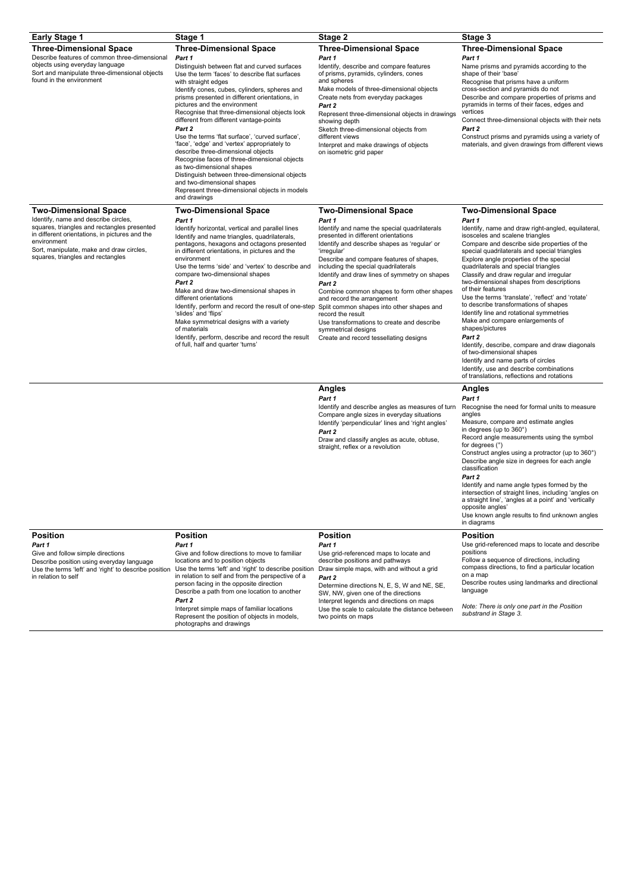| Early Stage 1 | Stage 1 | Stage 2 | Stage 3 |
|---|---|---|---|
| **Three-Dimensional Space**<br>Describe features of common three-dimensional objects using everyday language<br>Sort and manipulate three-dimensional objects found in the environment | **Three-Dimensional Space**<br>***Part 1***<br>Distinguish between flat and curved surfaces<br>Use the term 'faces' to describe flat surfaces with straight edges<br>Identify cones, cubes, cylinders, spheres and prisms presented in different orientations, in pictures and the environment<br>Recognise that three-dimensional objects look different from different vantage-points<br>***Part 2***<br>Use the terms 'flat surface', 'curved surface', 'face', 'edge' and 'vertex' appropriately to describe three-dimensional objects<br>Recognise faces of three-dimensional objects as two-dimensional shapes<br>Distinguish between three-dimensional objects and two-dimensional shapes<br>Represent three-dimensional objects in models and drawings | **Three-Dimensional Space**<br>***Part 1***<br>Identify, describe and compare features of prisms, pyramids, cylinders, cones and spheres<br>Make models of three-dimensional objects<br>Create nets from everyday packages<br>***Part 2***<br>Represent three-dimensional objects in drawings showing depth<br>Sketch three-dimensional objects from different views<br>Interpret and make drawings of objects on isometric grid paper | **Three-Dimensional Space**<br>***Part 1***<br>Name prisms and pyramids according to the shape of their 'base'<br>Recognise that prisms have a uniform cross-section and pyramids do not<br>Describe and compare properties of prisms and pyramids in terms of their faces, edges and vertices<br>Connect three-dimensional objects with their nets<br>***Part 2***<br>Construct prisms and pyramids using a variety of materials, and given drawings from different views |
| **Two-Dimensional Space**<br>Identify, name and describe circles, squares, triangles and rectangles presented in different orientations, in pictures and the environment<br>Sort, manipulate, make and draw circles, squares, triangles and rectangles | **Two-Dimensional Space**<br>***Part 1***<br>Identify horizontal, vertical and parallel lines<br>Identify and name triangles, quadrilaterals, pentagons, hexagons and octagons presented in different orientations, in pictures and the environment<br>Use the terms 'side' and 'vertex' to describe and compare two-dimensional shapes<br>***Part 2***<br>Make and draw two-dimensional shapes in different orientations<br>Identify, perform and record the result of one-step 'slides' and 'flips'<br>Make symmetrical designs with a variety of materials<br>Identify, perform, describe and record the result of full, half and quarter 'turns' | **Two-Dimensional Space**<br>***Part 1***<br>Identify and name the special quadrilaterals presented in different orientations<br>Identify and describe shapes as 'regular' or 'irregular'<br>Describe and compare features of shapes, including the special quadrilaterals<br>Identify and draw lines of symmetry on shapes<br>***Part 2***<br>Combine common shapes to form other shapes and record the arrangement<br>Split common shapes into other shapes and record the result<br>Use transformations to create and describe symmetrical designs<br>Create and record tessellating designs | **Two-Dimensional Space**<br>***Part 1***<br>Identify, name and draw right-angled, equilateral, isosceles and scalene triangles<br>Compare and describe side properties of the special quadrilaterals and special triangles<br>Explore angle properties of the special quadrilaterals and special triangles<br>Classify and draw regular and irregular two-dimensional shapes from descriptions of their features<br>Use the terms 'translate', 'reflect' and 'rotate' to describe transformations of shapes<br>Identify line and rotational symmetries<br>Make and compare enlargements of shapes/pictures<br>***Part 2***<br>Identify, describe, compare and draw diagonals of two-dimensional shapes<br>Identify and name parts of circles<br>Identify, use and describe combinations of translations, reflections and rotations |
| | | **Angles**<br>***Part 1***<br>Identify and describe angles as measures of turn<br>Compare angle sizes in everyday situations<br>Identify 'perpendicular' lines and 'right angles'<br>***Part 2***<br>Draw and classify angles as acute, obtuse, straight, reflex or a revolution | **Angles**<br>***Part 1***<br>Recognise the need for formal units to measure angles<br>Measure, compare and estimate angles in degrees (up to 360°)<br>Record angle measurements using the symbol for degrees (°)<br>Construct angles using a protractor (up to 360°)<br>Describe angle size in degrees for each angle classification<br>***Part 2***<br>Identify and name angle types formed by the intersection of straight lines, including 'angles on a straight line', 'angles at a point' and 'vertically opposite angles'<br>Use known angle results to find unknown angles in diagrams |
| **Position**<br>***Part 1***<br>Give and follow simple directions<br>Describe position using everyday language<br>Use the terms 'left' and 'right' to describe position in relation to self | **Position**<br>***Part 1***<br>Give and follow directions to move to familiar locations and to position objects<br>Use the terms 'left' and 'right' to describe position in relation to self and from the perspective of a person facing in the opposite direction<br>Describe a path from one location to another<br>***Part 2***<br>Interpret simple maps of familiar locations<br>Represent the position of objects in models, photographs and drawings | **Position**<br>***Part 1***<br>Use grid-referenced maps to locate and describe positions and pathways<br>Draw simple maps, with and without a grid<br>***Part 2***<br>Determine directions N, E, S, W and NE, SE, SW, NW, given one of the directions<br>Interpret legends and directions on maps<br>Use the scale to calculate the distance between two points on maps | **Position**<br>Use grid-referenced maps to locate and describe positions<br>Follow a sequence of directions, including compass directions, to find a particular location on a map<br>Describe routes using landmarks and directional language<br>*Note: There is only one part in the Position substrand in Stage 3.* |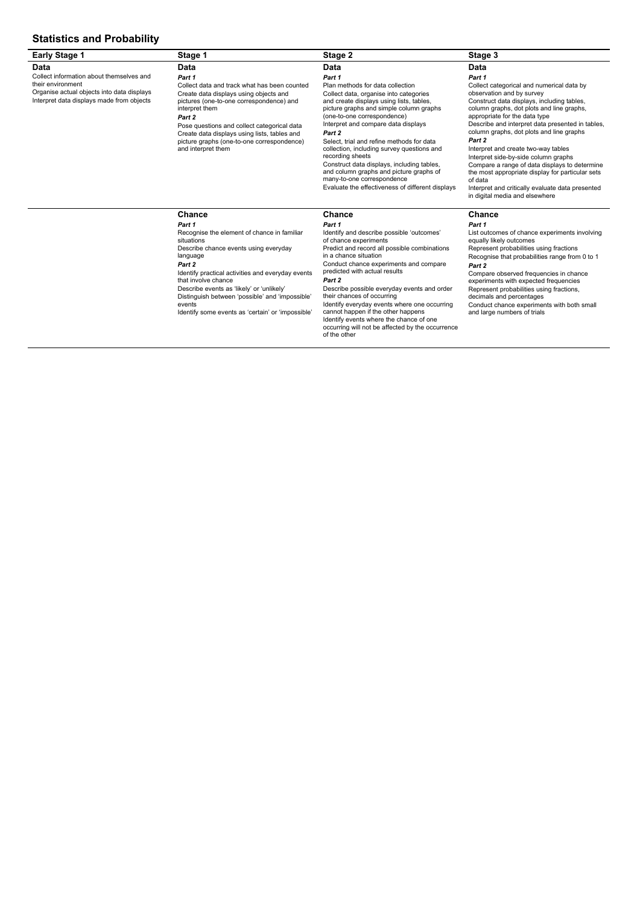## Statistics and Probability

| Early Stage 1 | Stage 1 | Stage 2 | Stage 3 |
|---|---|---|---|
| **Data**<br>Collect information about themselves and their environment<br>Organise actual objects into data displays<br>Interpret data displays made from objects | **Data**<br>***Part 1***<br>Collect data and track what has been counted<br>Create data displays using objects and pictures (one-to-one correspondence) and interpret them<br>***Part 2***<br>Pose questions and collect categorical data<br>Create data displays using lists, tables and picture graphs (one-to-one correspondence) and interpret them | **Data**<br>***Part 1***<br>Plan methods for data collection<br>Collect data, organise into categories and create displays using lists, tables, picture graphs and simple column graphs (one-to-one correspondence)<br>Interpret and compare data displays<br>***Part 2***<br>Select, trial and refine methods for data collection, including survey questions and recording sheets<br>Construct data displays, including tables, and column graphs and picture graphs of many-to-one correspondence<br>Evaluate the effectiveness of different displays | **Data**<br>***Part 1***<br>Collect categorical and numerical data by observation and by survey<br>Construct data displays, including tables, column graphs, dot plots and line graphs, appropriate for the data type<br>Describe and interpret data presented in tables, column graphs, dot plots and line graphs<br>***Part 2***<br>Interpret and create two-way tables<br>Interpret side-by-side column graphs<br>Compare a range of data displays to determine the most appropriate display for particular sets of data<br>Interpret and critically evaluate data presented in digital media and elsewhere |
| | **Chance**<br>***Part 1***<br>Recognise the element of chance in familiar situations<br>Describe chance events using everyday language<br>***Part 2***<br>Identify practical activities and everyday events that involve chance<br>Describe events as 'likely' or 'unlikely'<br>Distinguish between 'possible' and 'impossible' events<br>Identify some events as 'certain' or 'impossible' | **Chance**<br>***Part 1***<br>Identify and describe possible 'outcomes' of chance experiments<br>Predict and record all possible combinations in a chance situation<br>Conduct chance experiments and compare predicted with actual results<br>***Part 2***<br>Describe possible everyday events and order their chances of occurring<br>Identify everyday events where one occurring cannot happen if the other happens<br>Identify events where the chance of one occurring will not be affected by the occurrence of the other | **Chance**<br>***Part 1***<br>List outcomes of chance experiments involving equally likely outcomes<br>Represent probabilities using fractions<br>Recognise that probabilities range from 0 to 1<br>***Part 2***<br>Compare observed frequencies in chance experiments with expected frequencies<br>Represent probabilities using fractions, decimals and percentages<br>Conduct chance experiments with both small and large numbers of trials |